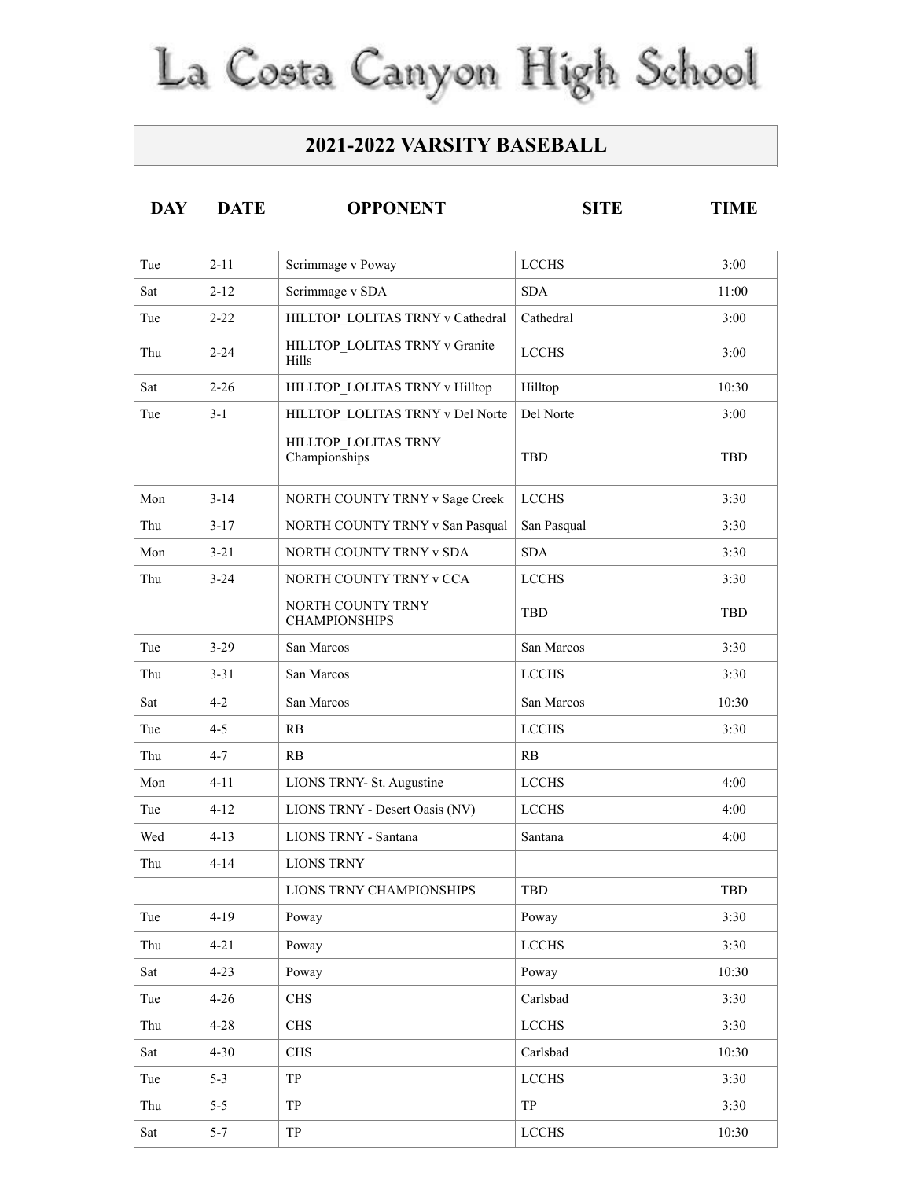# La Costa Canyon High School

## 2021-2022 VARSITY BASEBALL

| DAY | DATE | OPPONENT | SITE | TIME |
|---|---|---|---|---|
| Tue | 2-11 | Scrimmage v Poway | LCCHS | 3:00 |
| Sat | 2-12 | Scrimmage v SDA | SDA | 11:00 |
| Tue | 2-22 | HILLTOP_LOLITAS TRNY v Cathedral | Cathedral | 3:00 |
| Thu | 2-24 | HILLTOP_LOLITAS TRNY v Granite Hills | LCCHS | 3:00 |
| Sat | 2-26 | HILLTOP_LOLITAS TRNY v Hilltop | Hilltop | 10:30 |
| Tue | 3-1 | HILLTOP_LOLITAS TRNY v Del Norte | Del Norte | 3:00 |
| | | HILLTOP_LOLITAS TRNY Championships | TBD | TBD |
| Mon | 3-14 | NORTH COUNTY TRNY v Sage Creek | LCCHS | 3:30 |
| Thu | 3-17 | NORTH COUNTY TRNY v San Pasqual | San Pasqual | 3:30 |
| Mon | 3-21 | NORTH COUNTY TRNY v SDA | SDA | 3:30 |
| Thu | 3-24 | NORTH COUNTY TRNY v CCA | LCCHS | 3:30 |
| | | NORTH COUNTY TRNY CHAMPIONSHIPS | TBD | TBD |
| Tue | 3-29 | San Marcos | San Marcos | 3:30 |
| Thu | 3-31 | San Marcos | LCCHS | 3:30 |
| Sat | 4-2 | San Marcos | San Marcos | 10:30 |
| Tue | 4-5 | RB | LCCHS | 3:30 |
| Thu | 4-7 | RB | RB | |
| Mon | 4-11 | LIONS TRNY- St. Augustine | LCCHS | 4:00 |
| Tue | 4-12 | LIONS TRNY - Desert Oasis (NV) | LCCHS | 4:00 |
| Wed | 4-13 | LIONS TRNY - Santana | Santana | 4:00 |
| Thu | 4-14 | LIONS TRNY | | |
| | | LIONS TRNY CHAMPIONSHIPS | TBD | TBD |
| Tue | 4-19 | Poway | Poway | 3:30 |
| Thu | 4-21 | Poway | LCCHS | 3:30 |
| Sat | 4-23 | Poway | Poway | 10:30 |
| Tue | 4-26 | CHS | Carlsbad | 3:30 |
| Thu | 4-28 | CHS | LCCHS | 3:30 |
| Sat | 4-30 | CHS | Carlsbad | 10:30 |
| Tue | 5-3 | TP | LCCHS | 3:30 |
| Thu | 5-5 | TP | TP | 3:30 |
| Sat | 5-7 | TP | LCCHS | 10:30 |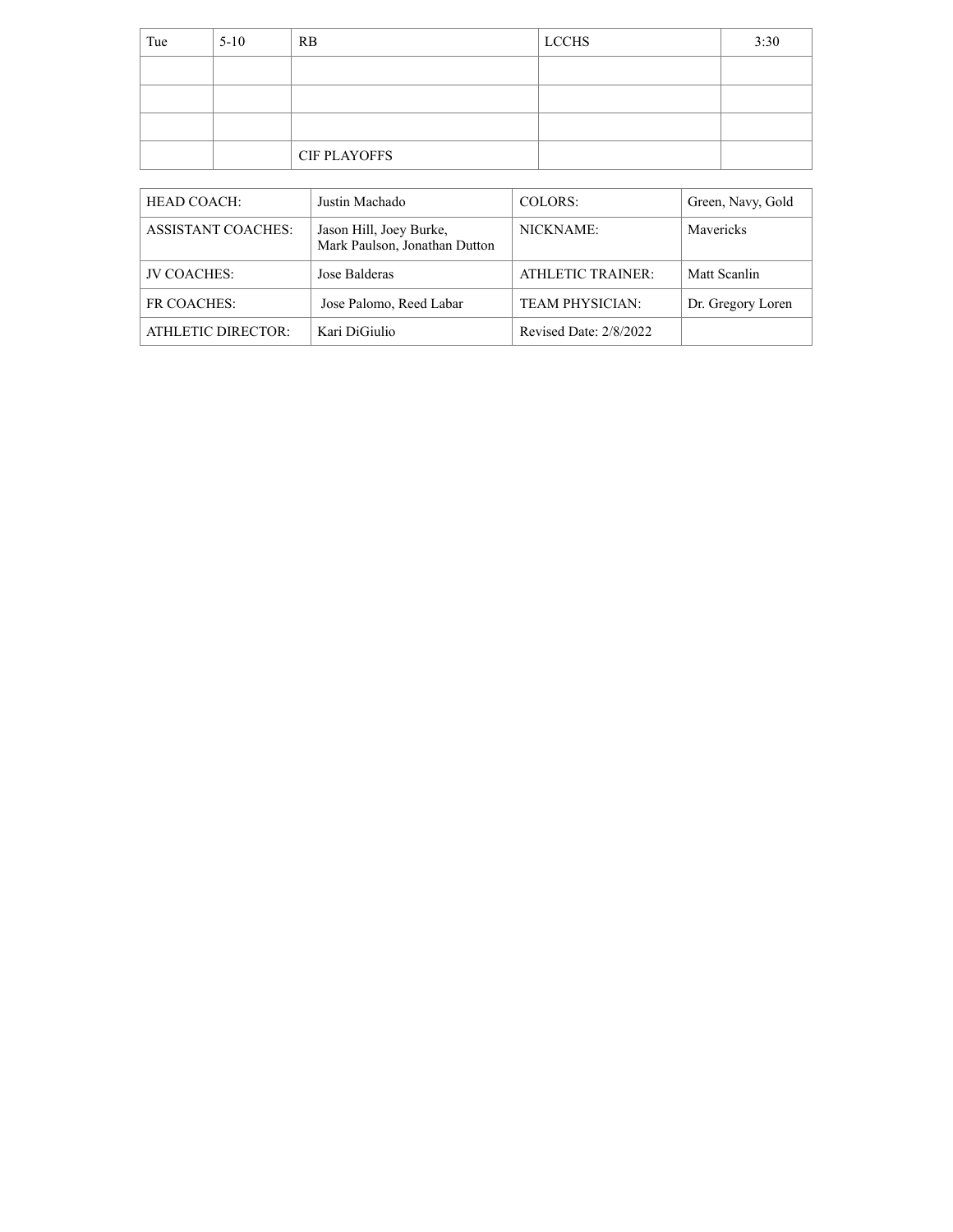| | | | | |
|---|---|---|---|---|
| Tue | 5-10 | RB | LCCHS | 3:30 |
| | | | | |
| | | | | |
| | | | | |
| | | CIF PLAYOFFS | | |

| | | | |
|---|---|---|---|
| HEAD COACH: | Justin Machado | COLORS: | Green, Navy, Gold |
| ASSISTANT COACHES: | Jason Hill, Joey Burke, Mark Paulson, Jonathan Dutton | NICKNAME: | Mavericks |
| JV COACHES: | Jose Balderas | ATHLETIC TRAINER: | Matt Scanlin |
| FR COACHES: | Jose Palomo, Reed Labar | TEAM PHYSICIAN: | Dr. Gregory Loren |
| ATHLETIC DIRECTOR: | Kari DiGiulio | Revised Date: 2/8/2022 | |